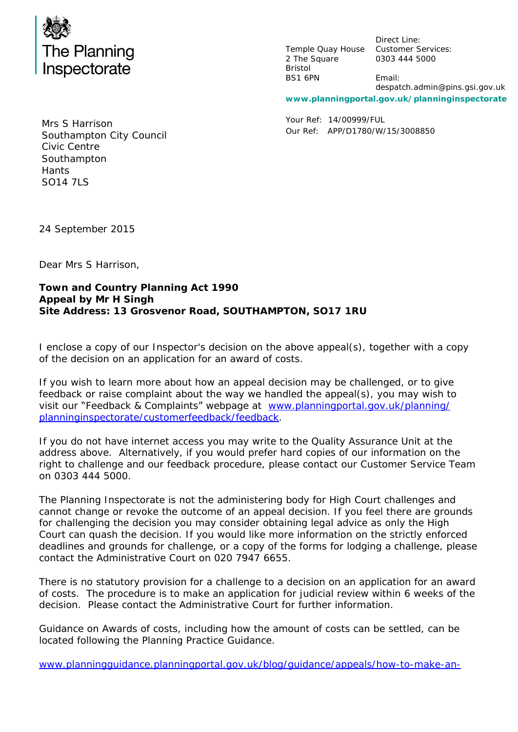The Planning Inspectorate

Temple Quay House
2 The Square
Bristol
BS1 6PN

Direct Line:
Customer Services:
0303 444 5000

Email:
despatch.admin@pins.gsi.gov.uk

**www.planningportal.gov.uk/planninginspectorate**

Mrs S Harrison
Southampton City Council
Civic Centre
Southampton
Hants
SO14 7LS

Your Ref: 14/00999/FUL
Our Ref: APP/D1780/W/15/3008850

24 September 2015

Dear Mrs S Harrison,

**Town and Country Planning Act 1990**
**Appeal by Mr H Singh**
**Site Address: 13 Grosvenor Road, SOUTHAMPTON, SO17 1RU**

I enclose a copy of our Inspector's decision on the above appeal(s), together with a copy of the decision on an application for an award of costs.

If you wish to learn more about how an appeal decision may be challenged, or to give feedback or raise complaint about the way we handled the appeal(s), you may wish to visit our "Feedback & Complaints" webpage at www.planningportal.gov.uk/planning/planninginspectorate/customerfeedback/feedback.

If you do not have internet access you may write to the Quality Assurance Unit at the address above. Alternatively, if you would prefer hard copies of our information on the right to challenge and our feedback procedure, please contact our Customer Service Team on 0303 444 5000.

The Planning Inspectorate is not the administering body for High Court challenges and cannot change or revoke the outcome of an appeal decision. If you feel there are grounds for challenging the decision you may consider obtaining legal advice as only the High Court can quash the decision. If you would like more information on the strictly enforced deadlines and grounds for challenge, or a copy of the forms for lodging a challenge, please contact the Administrative Court on 020 7947 6655.

There is no statutory provision for a challenge to a decision on an application for an award of costs. The procedure is to make an application for judicial review within 6 weeks of the decision. Please contact the Administrative Court for further information.

Guidance on Awards of costs, including how the amount of costs can be settled, can be located following the Planning Practice Guidance.

www.planningguidance.planningportal.gov.uk/blog/guidance/appeals/how-to-make-an-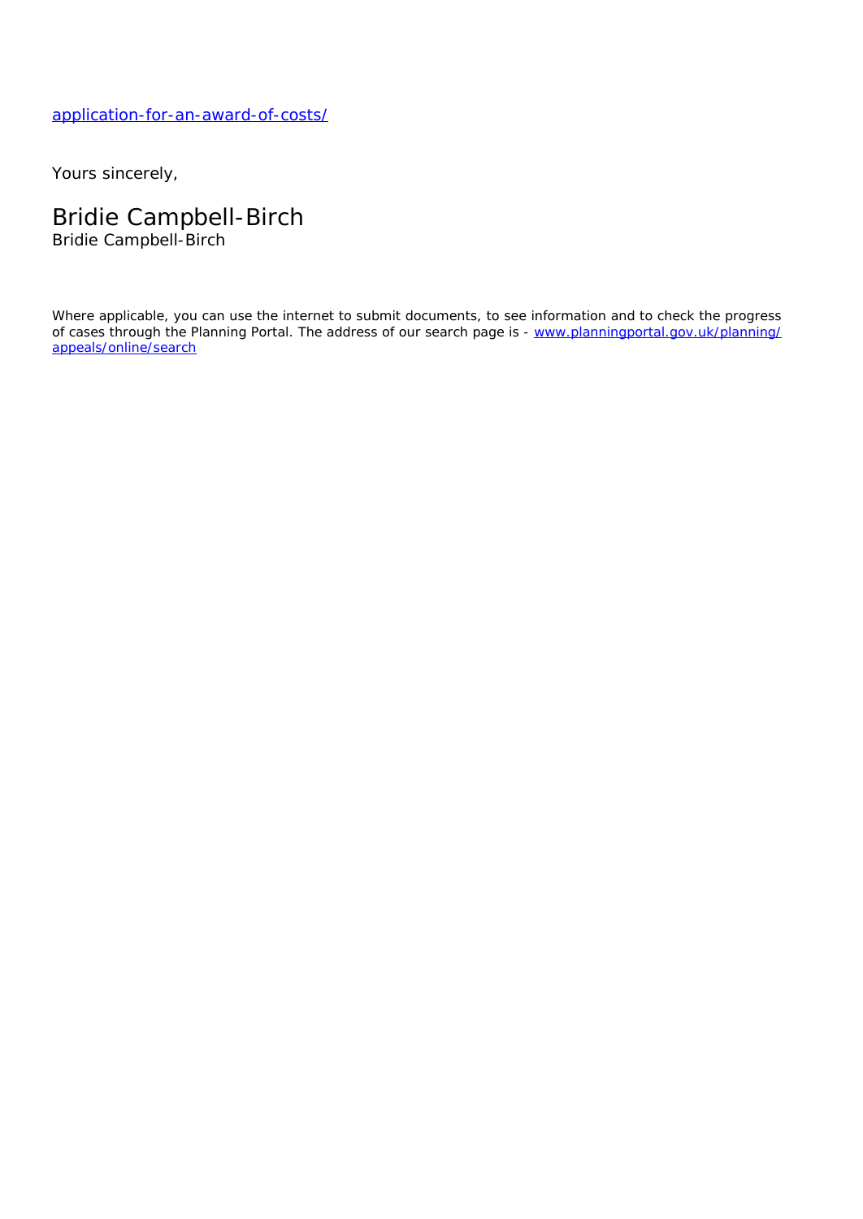[application-for-an-award-of-costs/](application-for-an-award-of-costs/)

Yours sincerely,

Bridie Campbell-Birch

Bridie Campbell-Birch

Where applicable, you can use the internet to submit documents, to see information and to check the progress of cases through the Planning Portal. The address of our search page is - [www.planningportal.gov.uk/planning/appeals/online/search](www.planningportal.gov.uk/planning/appeals/online/search)